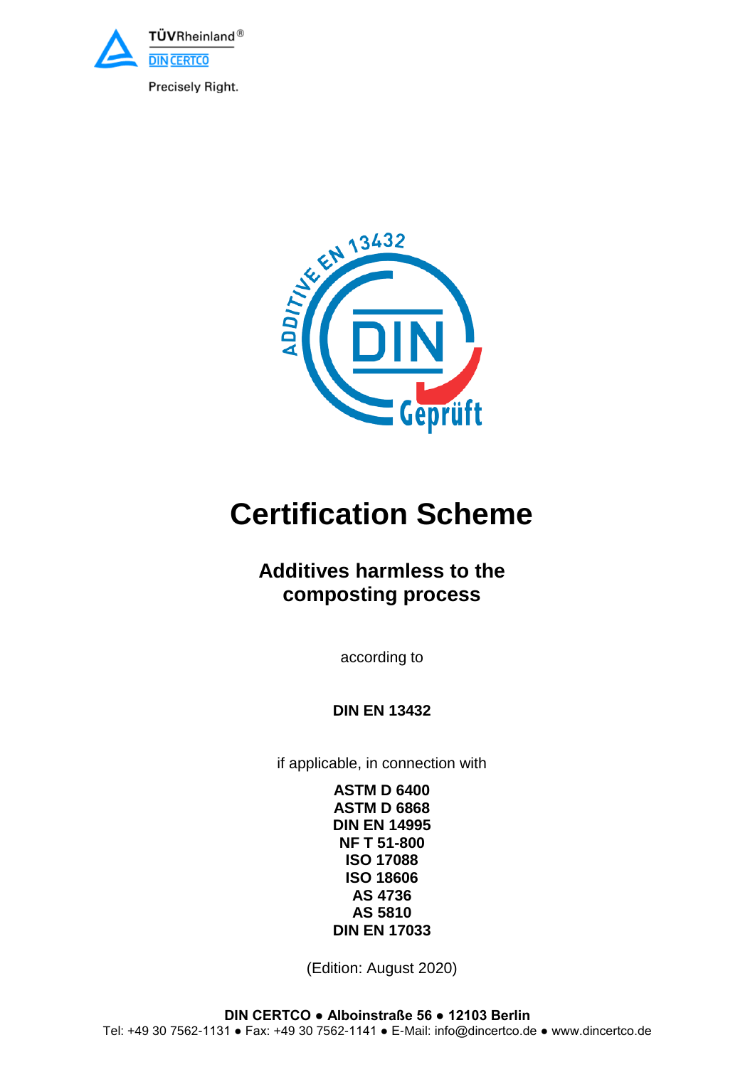TÜVRheinland®
DIN CERTCO
Precisely Right.

# Certification Scheme

## Additives harmless to the composting process

according to

**DIN EN 13432**

if applicable, in connection with

**ASTM D 6400**
**ASTM D 6868**
**DIN EN 14995**
**NF T 51-800**
**ISO 17088**
**ISO 18606**
**AS 4736**
**AS 5810**
**DIN EN 17033**

(Edition: August 2020)

**DIN CERTCO ● Alboinstraße 56 ● 12103 Berlin**
Tel: +49 30 7562-1131 ● Fax: +49 30 7562-1141 ● E-Mail: info@dincertco.de ● www.dincertco.de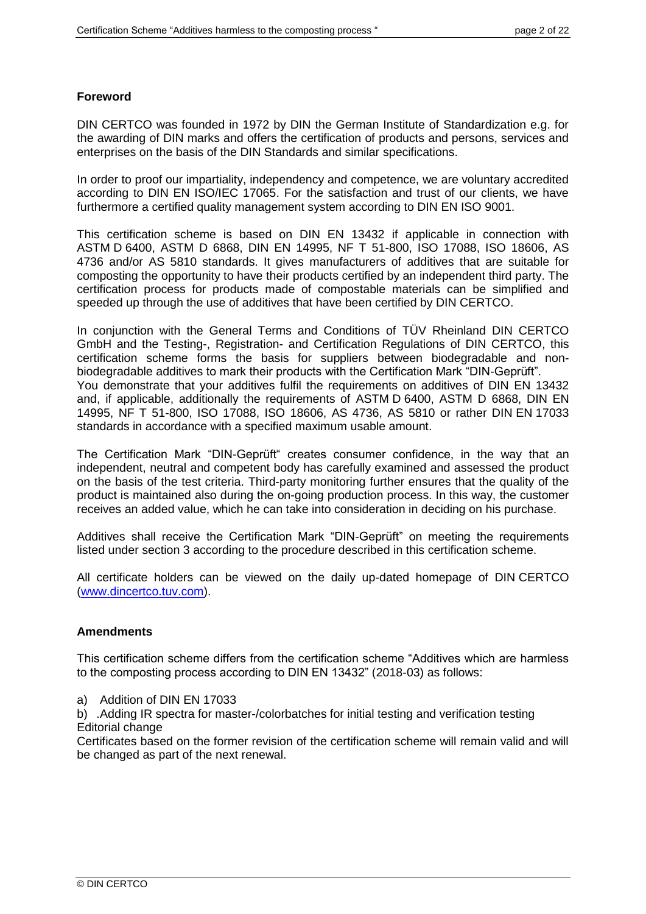## Foreword

DIN CERTCO was founded in 1972 by DIN the German Institute of Standardization e.g. for the awarding of DIN marks and offers the certification of products and persons, services and enterprises on the basis of the DIN Standards and similar specifications.

In order to proof our impartiality, independency and competence, we are voluntary accredited according to DIN EN ISO/IEC 17065. For the satisfaction and trust of our clients, we have furthermore a certified quality management system according to DIN EN ISO 9001.

This certification scheme is based on DIN EN 13432 if applicable in connection with ASTM D 6400, ASTM D 6868, DIN EN 14995, NF T 51-800, ISO 17088, ISO 18606, AS 4736 and/or AS 5810 standards. It gives manufacturers of additives that are suitable for composting the opportunity to have their products certified by an independent third party. The certification process for products made of compostable materials can be simplified and speeded up through the use of additives that have been certified by DIN CERTCO.

In conjunction with the General Terms and Conditions of TÜV Rheinland DIN CERTCO GmbH and the Testing-, Registration- and Certification Regulations of DIN CERTCO, this certification scheme forms the basis for suppliers between biodegradable and non-biodegradable additives to mark their products with the Certification Mark "DIN-Geprüft".
You demonstrate that your additives fulfil the requirements on additives of DIN EN 13432 and, if applicable, additionally the requirements of ASTM D 6400, ASTM D 6868, DIN EN 14995, NF T 51-800, ISO 17088, ISO 18606, AS 4736, AS 5810 or rather DIN EN 17033 standards in accordance with a specified maximum usable amount.

The Certification Mark "DIN-Geprüft" creates consumer confidence, in the way that an independent, neutral and competent body has carefully examined and assessed the product on the basis of the test criteria. Third-party monitoring further ensures that the quality of the product is maintained also during the on-going production process. In this way, the customer receives an added value, which he can take into consideration in deciding on his purchase.

Additives shall receive the Certification Mark "DIN-Geprüft" on meeting the requirements listed under section 3 according to the procedure described in this certification scheme.

All certificate holders can be viewed on the daily up-dated homepage of DIN CERTCO (www.dincertco.tuv.com).

## Amendments

This certification scheme differs from the certification scheme "Additives which are harmless to the composting process according to DIN EN 13432" (2018-03) as follows:

a) Addition of DIN EN 17033

b) .Adding IR spectra for master-/colorbatches for initial testing and verification testing
Editorial change

Certificates based on the former revision of the certification scheme will remain valid and will be changed as part of the next renewal.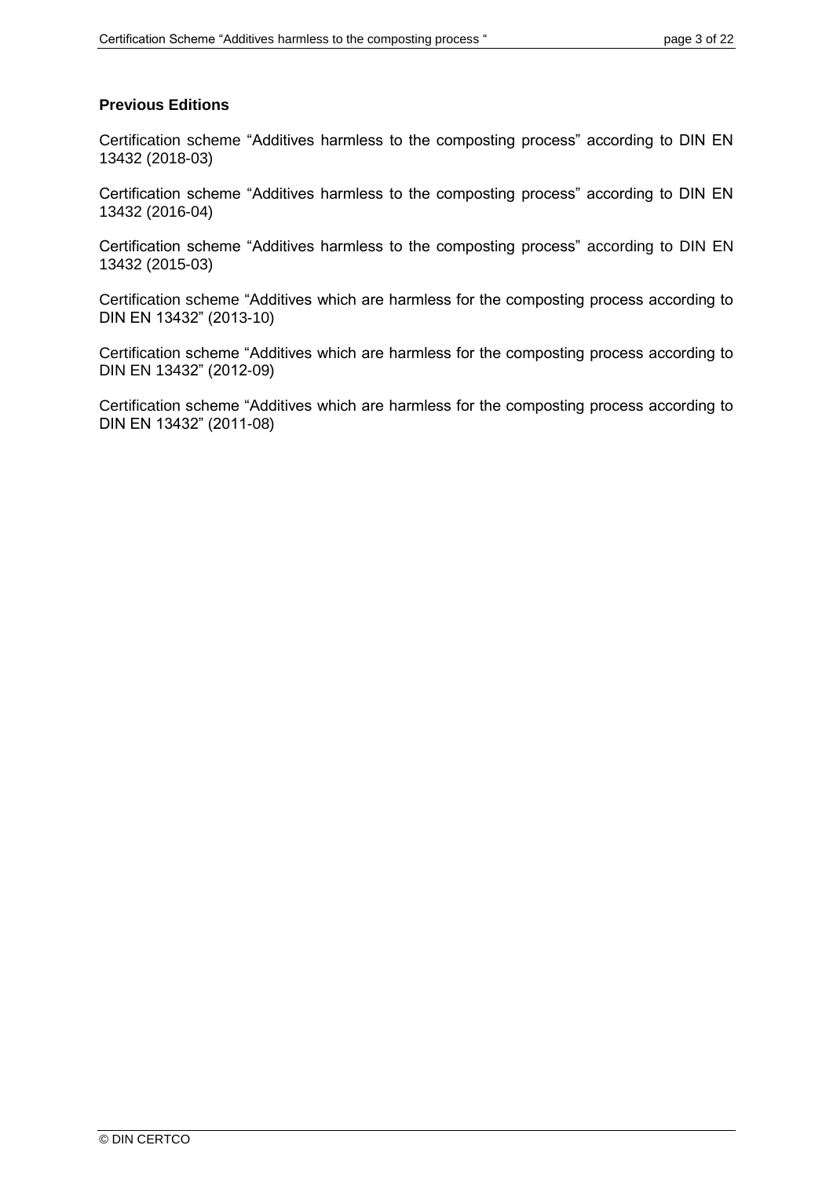**Previous Editions**

Certification scheme “Additives harmless to the composting process” according to DIN EN 13432 (2018-03)

Certification scheme “Additives harmless to the composting process” according to DIN EN 13432 (2016-04)

Certification scheme “Additives harmless to the composting process” according to DIN EN 13432 (2015-03)

Certification scheme “Additives which are harmless for the composting process according to DIN EN 13432” (2013-10)

Certification scheme “Additives which are harmless for the composting process according to DIN EN 13432” (2012-09)

Certification scheme “Additives which are harmless for the composting process according to DIN EN 13432” (2011-08)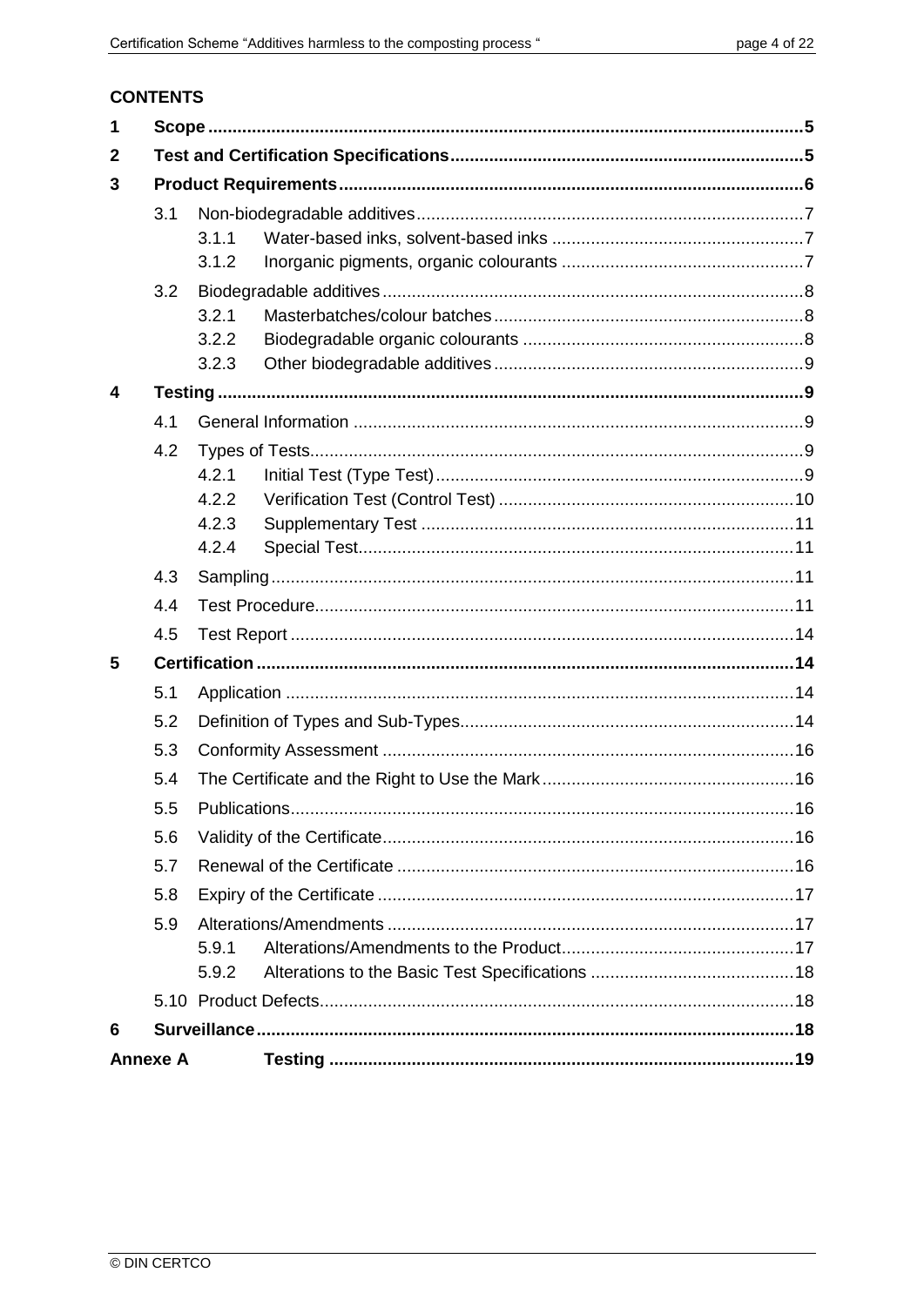**CONTENTS**

- **1 Scope** ..... **5**
- **2 Test and Certification Specifications** ..... **5**
- **3 Product Requirements** ..... **6**
  - 3.1 Non-biodegradable additives ..... 7
    - 3.1.1 Water-based inks, solvent-based inks ..... 7
    - 3.1.2 Inorganic pigments, organic colourants ..... 7
  - 3.2 Biodegradable additives ..... 8
    - 3.2.1 Masterbatches/colour batches ..... 8
    - 3.2.2 Biodegradable organic colourants ..... 8
    - 3.2.3 Other biodegradable additives ..... 9
- **4 Testing** ..... **9**
  - 4.1 General Information ..... 9
  - 4.2 Types of Tests ..... 9
    - 4.2.1 Initial Test (Type Test) ..... 9
    - 4.2.2 Verification Test (Control Test) ..... 10
    - 4.2.3 Supplementary Test ..... 11
    - 4.2.4 Special Test ..... 11
  - 4.3 Sampling ..... 11
  - 4.4 Test Procedure ..... 11
  - 4.5 Test Report ..... 14
- **5 Certification** ..... **14**
  - 5.1 Application ..... 14
  - 5.2 Definition of Types and Sub-Types ..... 14
  - 5.3 Conformity Assessment ..... 16
  - 5.4 The Certificate and the Right to Use the Mark ..... 16
  - 5.5 Publications ..... 16
  - 5.6 Validity of the Certificate ..... 16
  - 5.7 Renewal of the Certificate ..... 16
  - 5.8 Expiry of the Certificate ..... 17
  - 5.9 Alterations/Amendments ..... 17
    - 5.9.1 Alterations/Amendments to the Product ..... 17
    - 5.9.2 Alterations to the Basic Test Specifications ..... 18
  - 5.10 Product Defects ..... 18
- **6 Surveillance** ..... **18**
- **Annexe A Testing** ..... **19**

© DIN CERTCO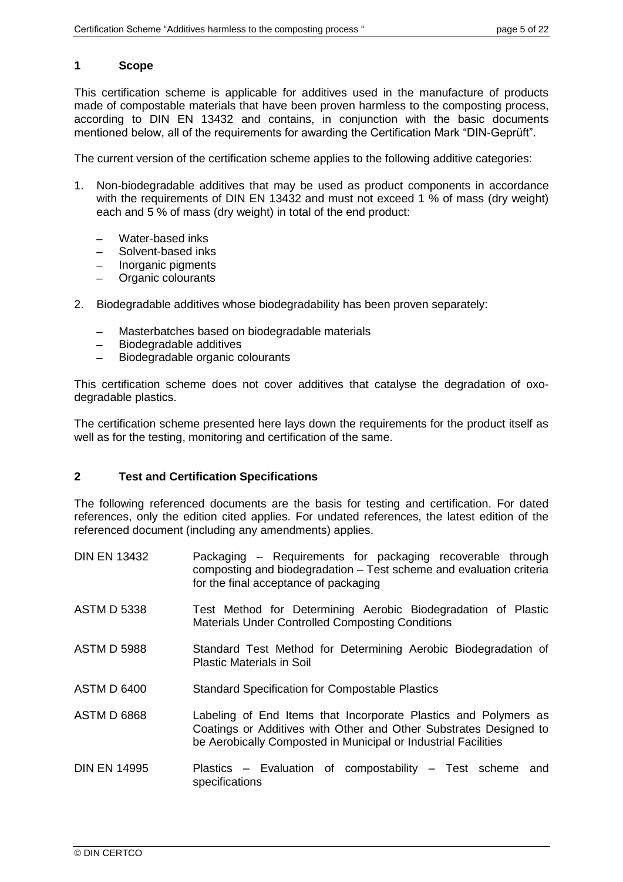## 1 Scope

This certification scheme is applicable for additives used in the manufacture of products made of compostable materials that have been proven harmless to the composting process, according to DIN EN 13432 and contains, in conjunction with the basic documents mentioned below, all of the requirements for awarding the Certification Mark "DIN-Geprüft".

The current version of the certification scheme applies to the following additive categories:

1. Non-biodegradable additives that may be used as product components in accordance with the requirements of DIN EN 13432 and must not exceed 1 % of mass (dry weight) each and 5 % of mass (dry weight) in total of the end product:
   - Water-based inks
   - Solvent-based inks
   - Inorganic pigments
   - Organic colourants
2. Biodegradable additives whose biodegradability has been proven separately:
   - Masterbatches based on biodegradable materials
   - Biodegradable additives
   - Biodegradable organic colourants

This certification scheme does not cover additives that catalyse the degradation of oxo-degradable plastics.

The certification scheme presented here lays down the requirements for the product itself as well as for the testing, monitoring and certification of the same.

## 2 Test and Certification Specifications

The following referenced documents are the basis for testing and certification. For dated references, only the edition cited applies. For undated references, the latest edition of the referenced document (including any amendments) applies.

| | |
|---|---|
| DIN EN 13432 | Packaging – Requirements for packaging recoverable through composting and biodegradation – Test scheme and evaluation criteria for the final acceptance of packaging |
| ASTM D 5338 | Test Method for Determining Aerobic Biodegradation of Plastic Materials Under Controlled Composting Conditions |
| ASTM D 5988 | Standard Test Method for Determining Aerobic Biodegradation of Plastic Materials in Soil |
| ASTM D 6400 | Standard Specification for Compostable Plastics |
| ASTM D 6868 | Labeling of End Items that Incorporate Plastics and Polymers as Coatings or Additives with Other and Other Substrates Designed to be Aerobically Composted in Municipal or Industrial Facilities |
| DIN EN 14995 | Plastics – Evaluation of compostability – Test scheme and specifications |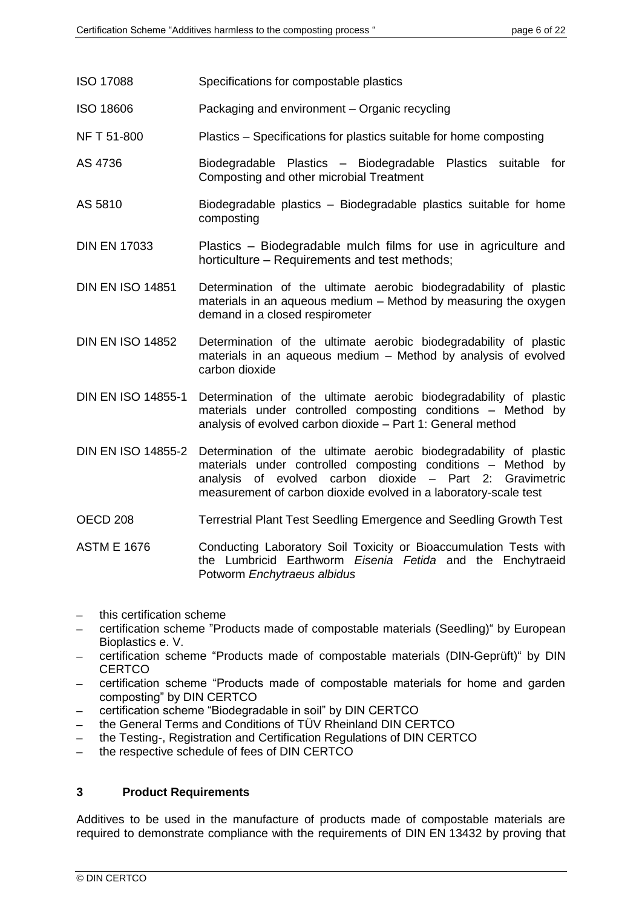| | |
|---|---|
| ISO 17088 | Specifications for compostable plastics |
| ISO 18606 | Packaging and environment – Organic recycling |
| NF T 51-800 | Plastics – Specifications for plastics suitable for home composting |
| AS 4736 | Biodegradable Plastics – Biodegradable Plastics suitable for Composting and other microbial Treatment |
| AS 5810 | Biodegradable plastics – Biodegradable plastics suitable for home composting |
| DIN EN 17033 | Plastics – Biodegradable mulch films for use in agriculture and horticulture – Requirements and test methods; |
| DIN EN ISO 14851 | Determination of the ultimate aerobic biodegradability of plastic materials in an aqueous medium – Method by measuring the oxygen demand in a closed respirometer |
| DIN EN ISO 14852 | Determination of the ultimate aerobic biodegradability of plastic materials in an aqueous medium – Method by analysis of evolved carbon dioxide |
| DIN EN ISO 14855-1 | Determination of the ultimate aerobic biodegradability of plastic materials under controlled composting conditions – Method by analysis of evolved carbon dioxide – Part 1: General method |
| DIN EN ISO 14855-2 | Determination of the ultimate aerobic biodegradability of plastic materials under controlled composting conditions – Method by analysis of evolved carbon dioxide – Part 2: Gravimetric measurement of carbon dioxide evolved in a laboratory-scale test |
| OECD 208 | Terrestrial Plant Test Seedling Emergence and Seedling Growth Test |
| ASTM E 1676 | Conducting Laboratory Soil Toxicity or Bioaccumulation Tests with the Lumbricid Earthworm *Eisenia Fetida* and the Enchytraeid Potworm *Enchytraeus albidus* |

- this certification scheme
- certification scheme "Products made of compostable materials (Seedling)" by European Bioplastics e. V.
- certification scheme "Products made of compostable materials (DIN-Geprüft)" by DIN CERTCO
- certification scheme "Products made of compostable materials for home and garden composting" by DIN CERTCO
- certification scheme "Biodegradable in soil" by DIN CERTCO
- the General Terms and Conditions of TÜV Rheinland DIN CERTCO
- the Testing-, Registration and Certification Regulations of DIN CERTCO
- the respective schedule of fees of DIN CERTCO

## 3 Product Requirements

Additives to be used in the manufacture of products made of compostable materials are required to demonstrate compliance with the requirements of DIN EN 13432 by proving that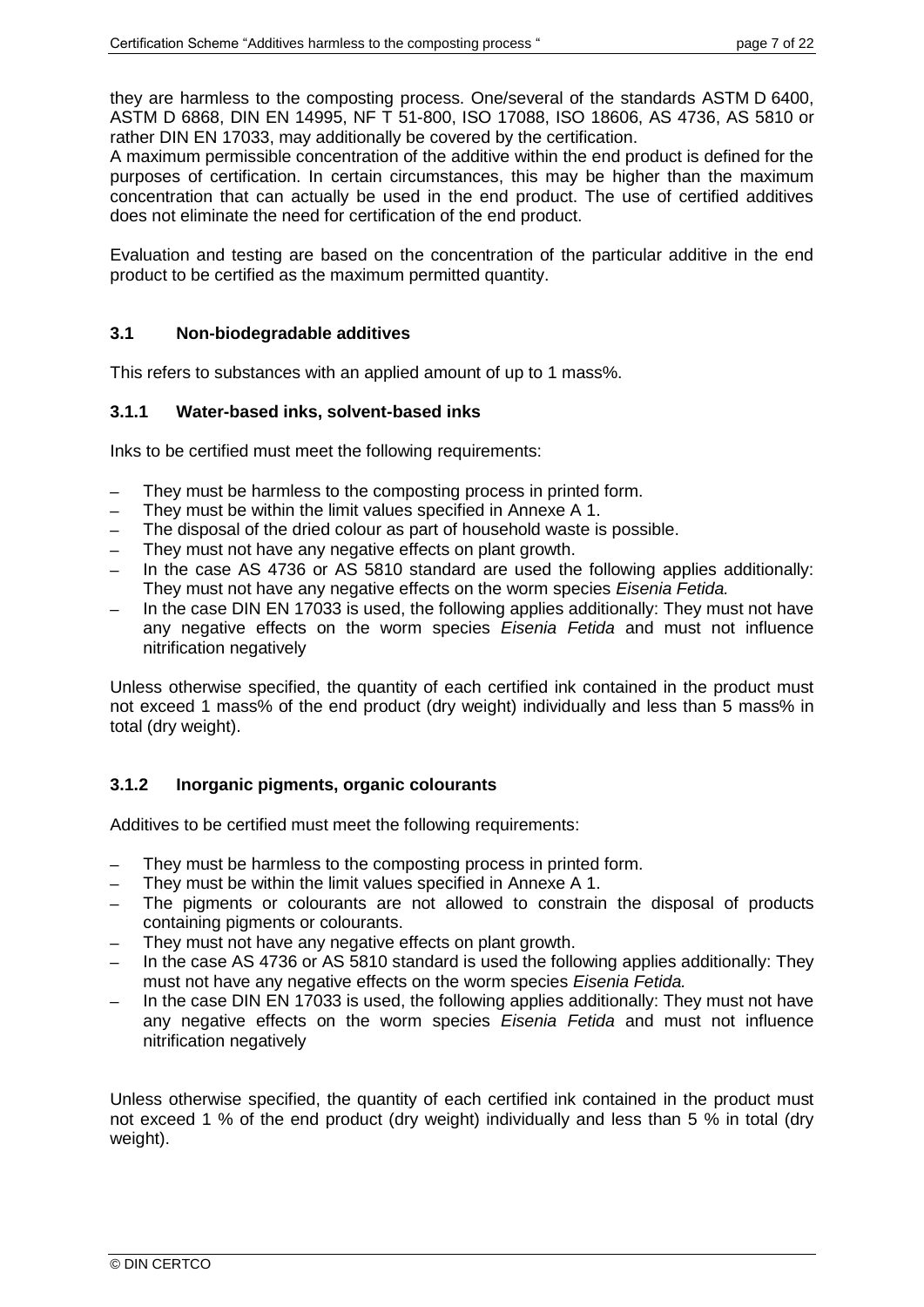they are harmless to the composting process. One/several of the standards ASTM D 6400, ASTM D 6868, DIN EN 14995, NF T 51-800, ISO 17088, ISO 18606, AS 4736, AS 5810 or rather DIN EN 17033, may additionally be covered by the certification.
A maximum permissible concentration of the additive within the end product is defined for the purposes of certification. In certain circumstances, this may be higher than the maximum concentration that can actually be used in the end product. The use of certified additives does not eliminate the need for certification of the end product.

Evaluation and testing are based on the concentration of the particular additive in the end product to be certified as the maximum permitted quantity.

## 3.1 Non-biodegradable additives

This refers to substances with an applied amount of up to 1 mass%.

### 3.1.1 Water-based inks, solvent-based inks

Inks to be certified must meet the following requirements:

- They must be harmless to the composting process in printed form.
- They must be within the limit values specified in Annexe A 1.
- The disposal of the dried colour as part of household waste is possible.
- They must not have any negative effects on plant growth.
- In the case AS 4736 or AS 5810 standard are used the following applies additionally: They must not have any negative effects on the worm species *Eisenia Fetida.*
- In the case DIN EN 17033 is used, the following applies additionally: They must not have any negative effects on the worm species *Eisenia Fetida* and must not influence nitrification negatively

Unless otherwise specified, the quantity of each certified ink contained in the product must not exceed 1 mass% of the end product (dry weight) individually and less than 5 mass% in total (dry weight).

### 3.1.2 Inorganic pigments, organic colourants

Additives to be certified must meet the following requirements:

- They must be harmless to the composting process in printed form.
- They must be within the limit values specified in Annexe A 1.
- The pigments or colourants are not allowed to constrain the disposal of products containing pigments or colourants.
- They must not have any negative effects on plant growth.
- In the case AS 4736 or AS 5810 standard is used the following applies additionally: They must not have any negative effects on the worm species *Eisenia Fetida.*
- In the case DIN EN 17033 is used, the following applies additionally: They must not have any negative effects on the worm species *Eisenia Fetida* and must not influence nitrification negatively

Unless otherwise specified, the quantity of each certified ink contained in the product must not exceed 1 % of the end product (dry weight) individually and less than 5 % in total (dry weight).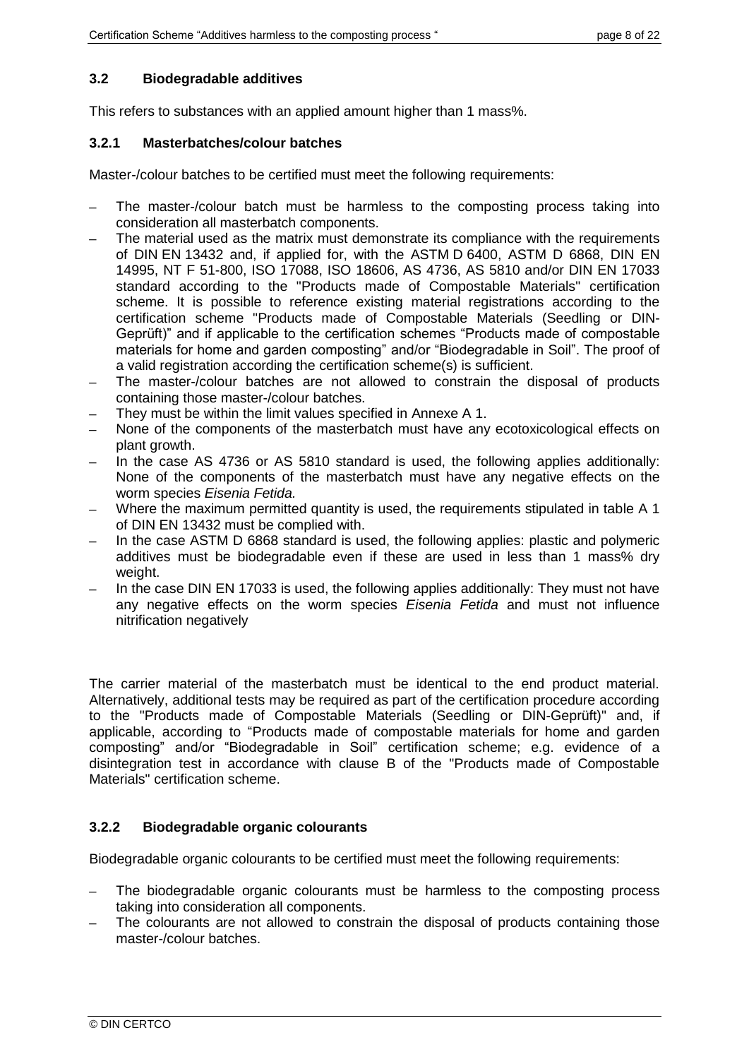### 3.2 Biodegradable additives

This refers to substances with an applied amount higher than 1 mass%.

#### 3.2.1 Masterbatches/colour batches

Master-/colour batches to be certified must meet the following requirements:

- The master-/colour batch must be harmless to the composting process taking into consideration all masterbatch components.
- The material used as the matrix must demonstrate its compliance with the requirements of DIN EN 13432 and, if applied for, with the ASTM D 6400, ASTM D 6868, DIN EN 14995, NT F 51-800, ISO 17088, ISO 18606, AS 4736, AS 5810 and/or DIN EN 17033 standard according to the "Products made of Compostable Materials" certification scheme. It is possible to reference existing material registrations according to the certification scheme "Products made of Compostable Materials (Seedling or DIN-Geprüft)" and if applicable to the certification schemes "Products made of compostable materials for home and garden composting" and/or "Biodegradable in Soil". The proof of a valid registration according the certification scheme(s) is sufficient.
- The master-/colour batches are not allowed to constrain the disposal of products containing those master-/colour batches.
- They must be within the limit values specified in Annexe A 1.
- None of the components of the masterbatch must have any ecotoxicological effects on plant growth.
- In the case AS 4736 or AS 5810 standard is used, the following applies additionally: None of the components of the masterbatch must have any negative effects on the worm species *Eisenia Fetida.*
- Where the maximum permitted quantity is used, the requirements stipulated in table A 1 of DIN EN 13432 must be complied with.
- In the case ASTM D 6868 standard is used, the following applies: plastic and polymeric additives must be biodegradable even if these are used in less than 1 mass% dry weight.
- In the case DIN EN 17033 is used, the following applies additionally: They must not have any negative effects on the worm species *Eisenia Fetida* and must not influence nitrification negatively

The carrier material of the masterbatch must be identical to the end product material. Alternatively, additional tests may be required as part of the certification procedure according to the "Products made of Compostable Materials (Seedling or DIN-Geprüft)" and, if applicable, according to "Products made of compostable materials for home and garden composting" and/or "Biodegradable in Soil" certification scheme; e.g. evidence of a disintegration test in accordance with clause B of the "Products made of Compostable Materials" certification scheme.

#### 3.2.2 Biodegradable organic colourants

Biodegradable organic colourants to be certified must meet the following requirements:

- The biodegradable organic colourants must be harmless to the composting process taking into consideration all components.
- The colourants are not allowed to constrain the disposal of products containing those master-/colour batches.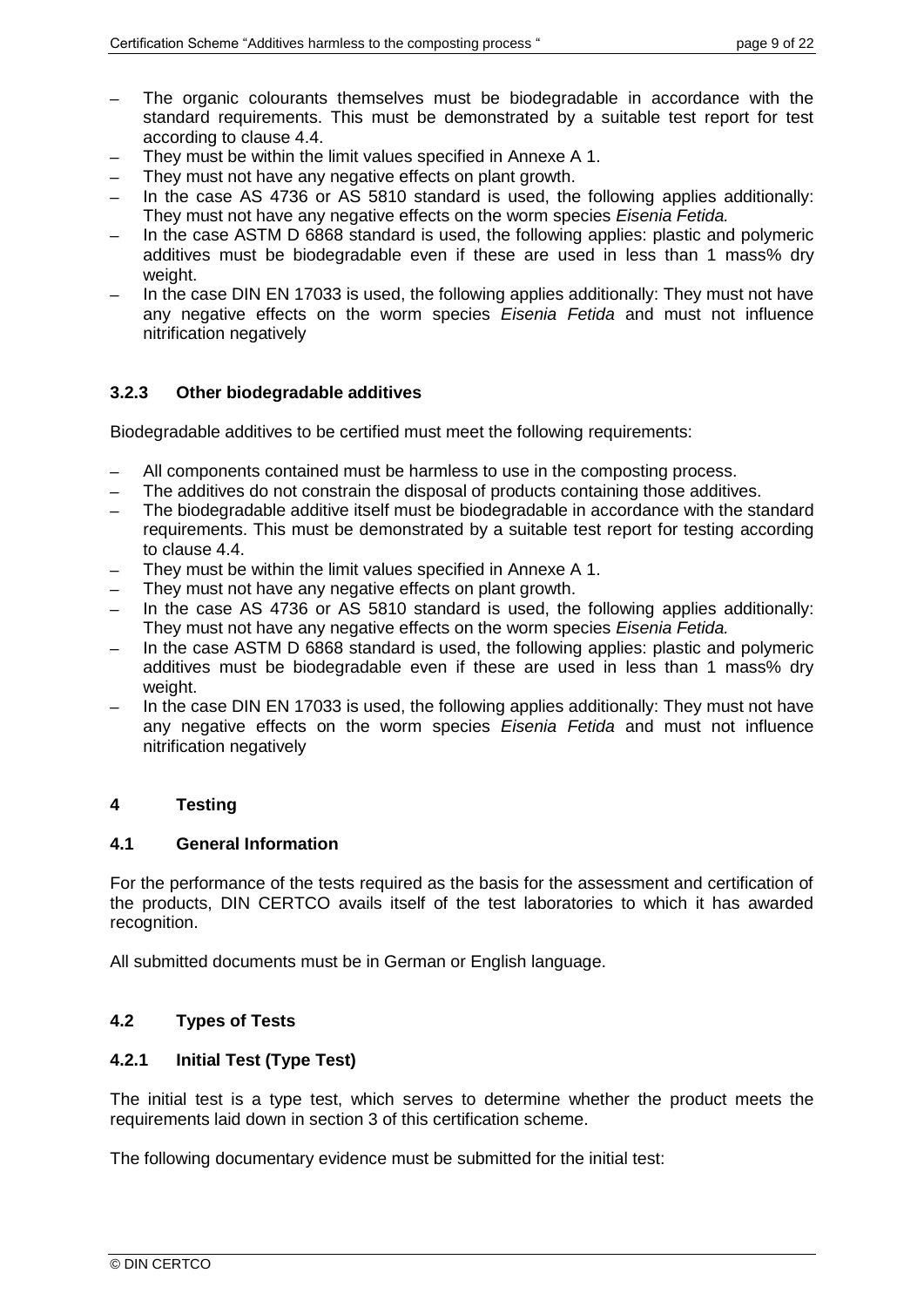- The organic colourants themselves must be biodegradable in accordance with the standard requirements. This must be demonstrated by a suitable test report for test according to clause 4.4.
- They must be within the limit values specified in Annexe A 1.
- They must not have any negative effects on plant growth.
- In the case AS 4736 or AS 5810 standard is used, the following applies additionally: They must not have any negative effects on the worm species *Eisenia Fetida.*
- In the case ASTM D 6868 standard is used, the following applies: plastic and polymeric additives must be biodegradable even if these are used in less than 1 mass% dry weight.
- In the case DIN EN 17033 is used, the following applies additionally: They must not have any negative effects on the worm species *Eisenia Fetida* and must not influence nitrification negatively

### 3.2.3 Other biodegradable additives

Biodegradable additives to be certified must meet the following requirements:

- All components contained must be harmless to use in the composting process.
- The additives do not constrain the disposal of products containing those additives.
- The biodegradable additive itself must be biodegradable in accordance with the standard requirements. This must be demonstrated by a suitable test report for testing according to clause 4.4.
- They must be within the limit values specified in Annexe A 1.
- They must not have any negative effects on plant growth.
- In the case AS 4736 or AS 5810 standard is used, the following applies additionally: They must not have any negative effects on the worm species *Eisenia Fetida.*
- In the case ASTM D 6868 standard is used, the following applies: plastic and polymeric additives must be biodegradable even if these are used in less than 1 mass% dry weight.
- In the case DIN EN 17033 is used, the following applies additionally: They must not have any negative effects on the worm species *Eisenia Fetida* and must not influence nitrification negatively

# 4 Testing

## 4.1 General Information

For the performance of the tests required as the basis for the assessment and certification of the products, DIN CERTCO avails itself of the test laboratories to which it has awarded recognition.

All submitted documents must be in German or English language.

## 4.2 Types of Tests

### 4.2.1 Initial Test (Type Test)

The initial test is a type test, which serves to determine whether the product meets the requirements laid down in section 3 of this certification scheme.

The following documentary evidence must be submitted for the initial test: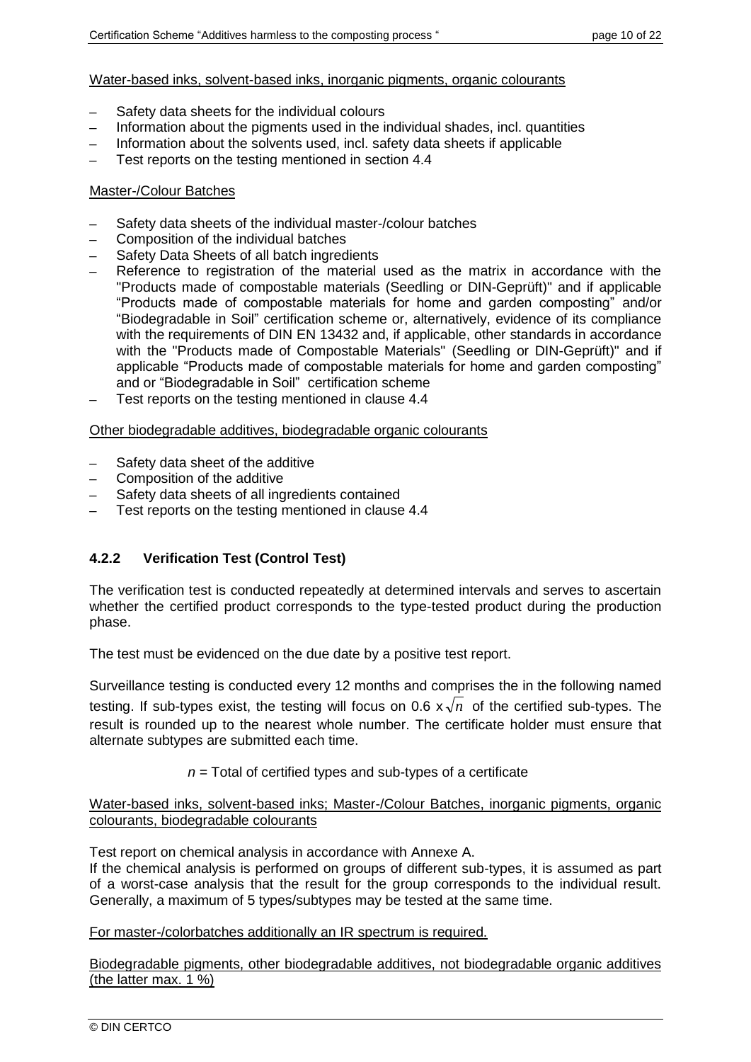Water-based inks, solvent-based inks, inorganic pigments, organic colourants

- Safety data sheets for the individual colours
- Information about the pigments used in the individual shades, incl. quantities
- Information about the solvents used, incl. safety data sheets if applicable
- Test reports on the testing mentioned in section 4.4

Master-/Colour Batches

- Safety data sheets of the individual master-/colour batches
- Composition of the individual batches
- Safety Data Sheets of all batch ingredients
- Reference to registration of the material used as the matrix in accordance with the "Products made of compostable materials (Seedling or DIN-Geprüft)" and if applicable "Products made of compostable materials for home and garden composting" and/or "Biodegradable in Soil" certification scheme or, alternatively, evidence of its compliance with the requirements of DIN EN 13432 and, if applicable, other standards in accordance with the "Products made of Compostable Materials" (Seedling or DIN-Geprüft)" and if applicable "Products made of compostable materials for home and garden composting" and or "Biodegradable in Soil" certification scheme
- Test reports on the testing mentioned in clause 4.4

Other biodegradable additives, biodegradable organic colourants

- Safety data sheet of the additive
- Composition of the additive
- Safety data sheets of all ingredients contained
- Test reports on the testing mentioned in clause 4.4

### 4.2.2 Verification Test (Control Test)

The verification test is conducted repeatedly at determined intervals and serves to ascertain whether the certified product corresponds to the type-tested product during the production phase.

The test must be evidenced on the due date by a positive test report.

Surveillance testing is conducted every 12 months and comprises the in the following named testing. If sub-types exist, the testing will focus on $0.6 \times \sqrt{n}$ of the certified sub-types. The result is rounded up to the nearest whole number. The certificate holder must ensure that alternate subtypes are submitted each time.

$n$ = Total of certified types and sub-types of a certificate

Water-based inks, solvent-based inks; Master-/Colour Batches, inorganic pigments, organic colourants, biodegradable colourants

Test report on chemical analysis in accordance with Annexe A.
If the chemical analysis is performed on groups of different sub-types, it is assumed as part of a worst-case analysis that the result for the group corresponds to the individual result. Generally, a maximum of 5 types/subtypes may be tested at the same time.

For master-/colorbatches additionally an IR spectrum is required.

Biodegradable pigments, other biodegradable additives, not biodegradable organic additives (the latter max. 1 %)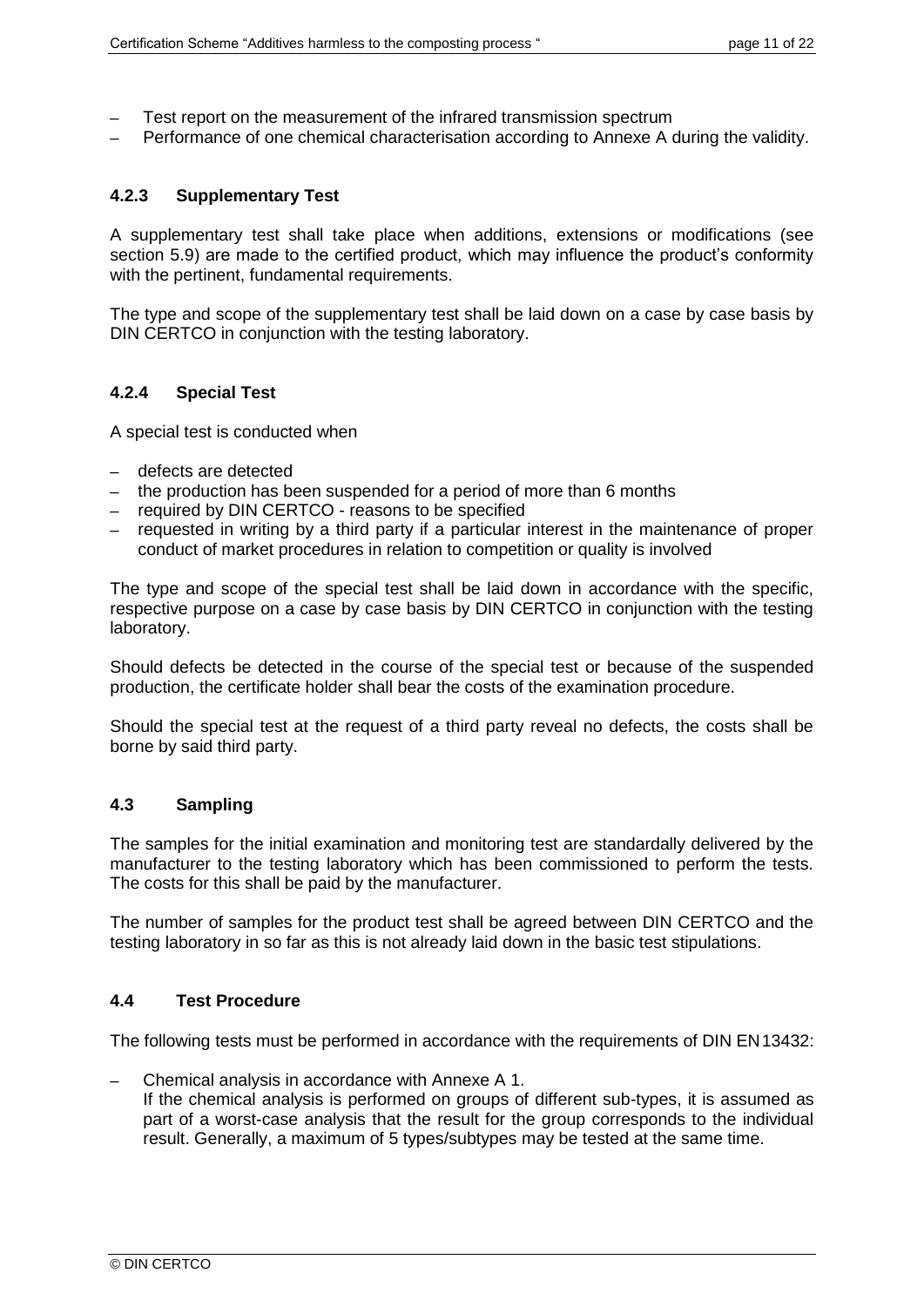- Test report on the measurement of the infrared transmission spectrum
- Performance of one chemical characterisation according to Annexe A during the validity.

### 4.2.3 Supplementary Test

A supplementary test shall take place when additions, extensions or modifications (see section 5.9) are made to the certified product, which may influence the product's conformity with the pertinent, fundamental requirements.

The type and scope of the supplementary test shall be laid down on a case by case basis by DIN CERTCO in conjunction with the testing laboratory.

### 4.2.4 Special Test

A special test is conducted when

- defects are detected
- the production has been suspended for a period of more than 6 months
- required by DIN CERTCO - reasons to be specified
- requested in writing by a third party if a particular interest in the maintenance of proper conduct of market procedures in relation to competition or quality is involved

The type and scope of the special test shall be laid down in accordance with the specific, respective purpose on a case by case basis by DIN CERTCO in conjunction with the testing laboratory.

Should defects be detected in the course of the special test or because of the suspended production, the certificate holder shall bear the costs of the examination procedure.

Should the special test at the request of a third party reveal no defects, the costs shall be borne by said third party.

## 4.3 Sampling

The samples for the initial examination and monitoring test are standardally delivered by the manufacturer to the testing laboratory which has been commissioned to perform the tests. The costs for this shall be paid by the manufacturer.

The number of samples for the product test shall be agreed between DIN CERTCO and the testing laboratory in so far as this is not already laid down in the basic test stipulations.

## 4.4 Test Procedure

The following tests must be performed in accordance with the requirements of DIN EN 13432:

- Chemical analysis in accordance with Annexe A 1.
  If the chemical analysis is performed on groups of different sub-types, it is assumed as part of a worst-case analysis that the result for the group corresponds to the individual result. Generally, a maximum of 5 types/subtypes may be tested at the same time.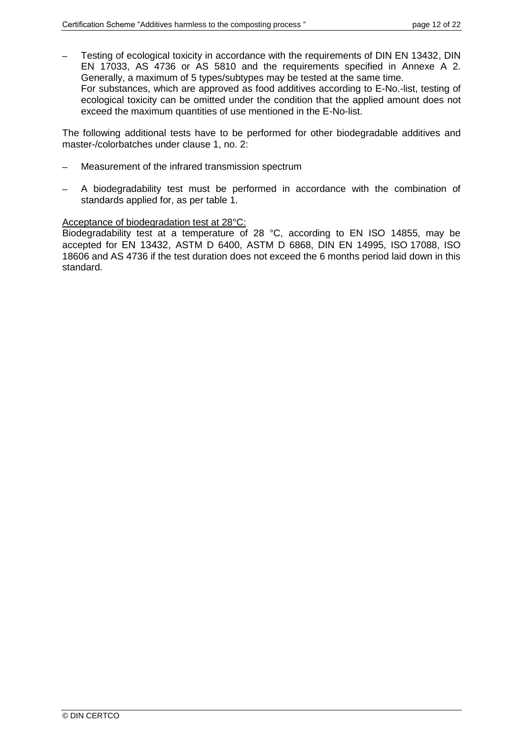- Testing of ecological toxicity in accordance with the requirements of DIN EN 13432, DIN EN 17033, AS 4736 or AS 5810 and the requirements specified in Annexe A 2. Generally, a maximum of 5 types/subtypes may be tested at the same time.
  For substances, which are approved as food additives according to E-No.-list, testing of ecological toxicity can be omitted under the condition that the applied amount does not exceed the maximum quantities of use mentioned in the E-No-list.

The following additional tests have to be performed for other biodegradable additives and master-/colorbatches under clause 1, no. 2:

- Measurement of the infrared transmission spectrum
- A biodegradability test must be performed in accordance with the combination of standards applied for, as per table 1.

Acceptance of biodegradation test at 28°C:
Biodegradability test at a temperature of 28 °C, according to EN ISO 14855, may be accepted for EN 13432, ASTM D 6400, ASTM D 6868, DIN EN 14995, ISO 17088, ISO 18606 and AS 4736 if the test duration does not exceed the 6 months period laid down in this standard.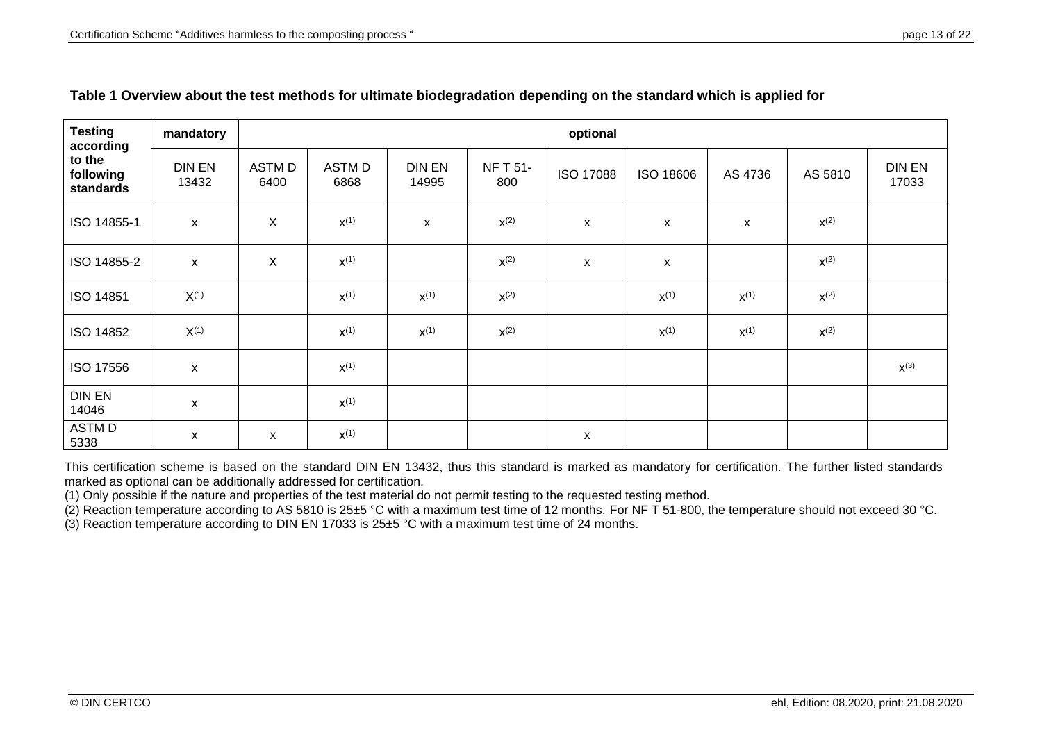**Table 1 Overview about the test methods for ultimate biodegradation depending on the standard which is applied for**

| Testing according to the following standards | mandatory | optional | | | | | | | | |
|---|---|---|---|---|---|---|---|---|---|---|
| | DIN EN 13432 | ASTM D 6400 | ASTM D 6868 | DIN EN 14995 | NF T 51-800 | ISO 17088 | ISO 18606 | AS 4736 | AS 5810 | DIN EN 17033 |
| ISO 14855-1 | x | X | x(1) | x | x(2) | x | x | x | x(2) | |
| ISO 14855-2 | x | X | x(1) | | x(2) | x | x | | x(2) | |
| ISO 14851 | X(1) | | x(1) | x(1) | x(2) | | x(1) | x(1) | x(2) | |
| ISO 14852 | X(1) | | x(1) | x(1) | x(2) | | x(1) | x(1) | x(2) | |
| ISO 17556 | x | | x(1) | | | | | | | x(3) |
| DIN EN 14046 | x | | x(1) | | | | | | | |
| ASTM D 5338 | x | x | x(1) | | | x | | | | |

This certification scheme is based on the standard DIN EN 13432, thus this standard is marked as mandatory for certification. The further listed standards marked as optional can be additionally addressed for certification.

(1) Only possible if the nature and properties of the test material do not permit testing to the requested testing method.

(2) Reaction temperature according to AS 5810 is 25±5 °C with a maximum test time of 12 months. For NF T 51-800, the temperature should not exceed 30 °C.

(3) Reaction temperature according to DIN EN 17033 is 25±5 °C with a maximum test time of 24 months.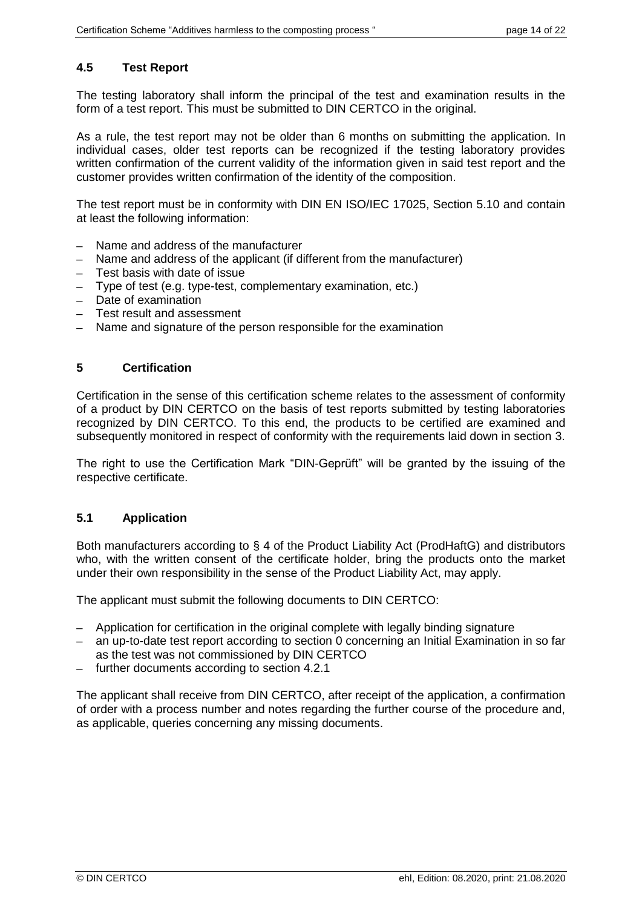## 4.5 Test Report

The testing laboratory shall inform the principal of the test and examination results in the form of a test report. This must be submitted to DIN CERTCO in the original.

As a rule, the test report may not be older than 6 months on submitting the application. In individual cases, older test reports can be recognized if the testing laboratory provides written confirmation of the current validity of the information given in said test report and the customer provides written confirmation of the identity of the composition.

The test report must be in conformity with DIN EN ISO/IEC 17025, Section 5.10 and contain at least the following information:

- Name and address of the manufacturer
- Name and address of the applicant (if different from the manufacturer)
- Test basis with date of issue
- Type of test (e.g. type-test, complementary examination, etc.)
- Date of examination
- Test result and assessment
- Name and signature of the person responsible for the examination

# 5 Certification

Certification in the sense of this certification scheme relates to the assessment of conformity of a product by DIN CERTCO on the basis of test reports submitted by testing laboratories recognized by DIN CERTCO. To this end, the products to be certified are examined and subsequently monitored in respect of conformity with the requirements laid down in section 3.

The right to use the Certification Mark "DIN-Geprüft" will be granted by the issuing of the respective certificate.

## 5.1 Application

Both manufacturers according to § 4 of the Product Liability Act (ProdHaftG) and distributors who, with the written consent of the certificate holder, bring the products onto the market under their own responsibility in the sense of the Product Liability Act, may apply.

The applicant must submit the following documents to DIN CERTCO:

- Application for certification in the original complete with legally binding signature
- an up-to-date test report according to section 0 concerning an Initial Examination in so far as the test was not commissioned by DIN CERTCO
- further documents according to section 4.2.1

The applicant shall receive from DIN CERTCO, after receipt of the application, a confirmation of order with a process number and notes regarding the further course of the procedure and, as applicable, queries concerning any missing documents.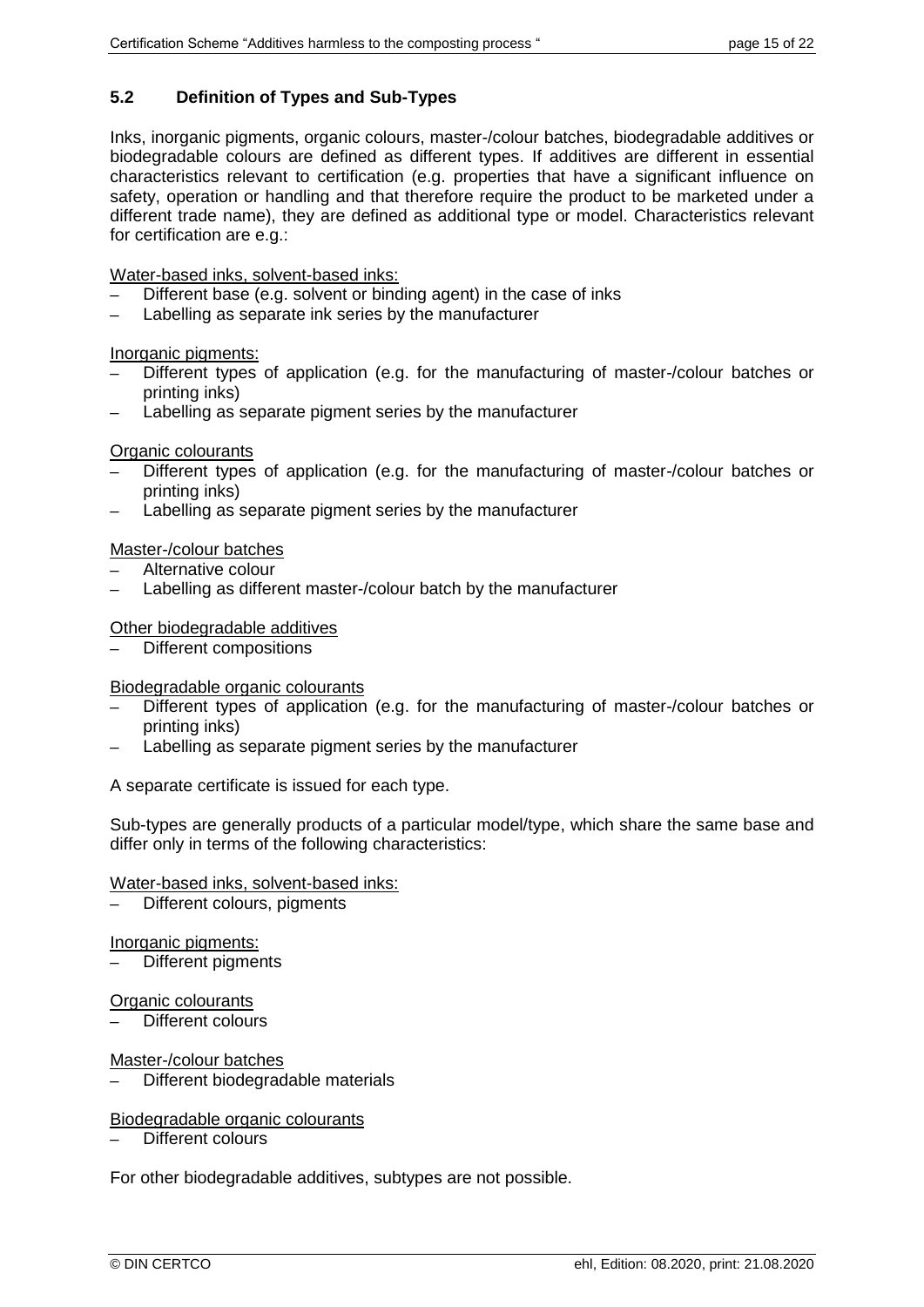## 5.2 Definition of Types and Sub-Types

Inks, inorganic pigments, organic colours, master-/colour batches, biodegradable additives or biodegradable colours are defined as different types. If additives are different in essential characteristics relevant to certification (e.g. properties that have a significant influence on safety, operation or handling and that therefore require the product to be marketed under a different trade name), they are defined as additional type or model. Characteristics relevant for certification are e.g.:

Water-based inks, solvent-based inks:

- Different base (e.g. solvent or binding agent) in the case of inks
- Labelling as separate ink series by the manufacturer

Inorganic pigments:

- Different types of application (e.g. for the manufacturing of master-/colour batches or printing inks)
- Labelling as separate pigment series by the manufacturer

Organic colourants

- Different types of application (e.g. for the manufacturing of master-/colour batches or printing inks)
- Labelling as separate pigment series by the manufacturer

Master-/colour batches

- Alternative colour
- Labelling as different master-/colour batch by the manufacturer

Other biodegradable additives

- Different compositions

Biodegradable organic colourants

- Different types of application (e.g. for the manufacturing of master-/colour batches or printing inks)
- Labelling as separate pigment series by the manufacturer

A separate certificate is issued for each type.

Sub-types are generally products of a particular model/type, which share the same base and differ only in terms of the following characteristics:

Water-based inks, solvent-based inks:

- Different colours, pigments

Inorganic pigments:

- Different pigments

Organic colourants

- Different colours

Master-/colour batches

- Different biodegradable materials

Biodegradable organic colourants

- Different colours

For other biodegradable additives, subtypes are not possible.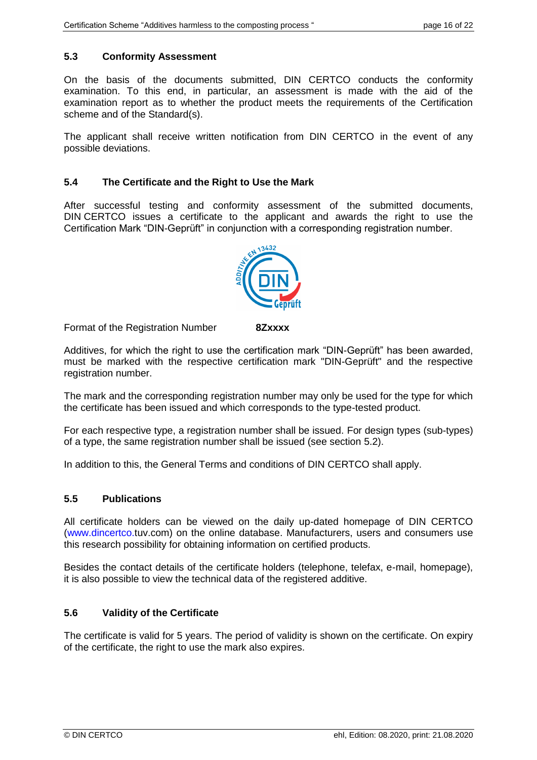## 5.3 Conformity Assessment

On the basis of the documents submitted, DIN CERTCO conducts the conformity examination. To this end, in particular, an assessment is made with the aid of the examination report as to whether the product meets the requirements of the Certification scheme and of the Standard(s).

The applicant shall receive written notification from DIN CERTCO in the event of any possible deviations.

## 5.4 The Certificate and the Right to Use the Mark

After successful testing and conformity assessment of the submitted documents, DIN CERTCO issues a certificate to the applicant and awards the right to use the Certification Mark "DIN-Geprüft" in conjunction with a corresponding registration number.

Format of the Registration Number **8Zxxxx**

Additives, for which the right to use the certification mark "DIN-Geprüft" has been awarded, must be marked with the respective certification mark "DIN-Geprüft" and the respective registration number.

The mark and the corresponding registration number may only be used for the type for which the certificate has been issued and which corresponds to the type-tested product.

For each respective type, a registration number shall be issued. For design types (sub-types) of a type, the same registration number shall be issued (see section 5.2).

In addition to this, the General Terms and conditions of DIN CERTCO shall apply.

## 5.5 Publications

All certificate holders can be viewed on the daily up-dated homepage of DIN CERTCO (www.dincertco.tuv.com) on the online database. Manufacturers, users and consumers use this research possibility for obtaining information on certified products.

Besides the contact details of the certificate holders (telephone, telefax, e-mail, homepage), it is also possible to view the technical data of the registered additive.

## 5.6 Validity of the Certificate

The certificate is valid for 5 years. The period of validity is shown on the certificate. On expiry of the certificate, the right to use the mark also expires.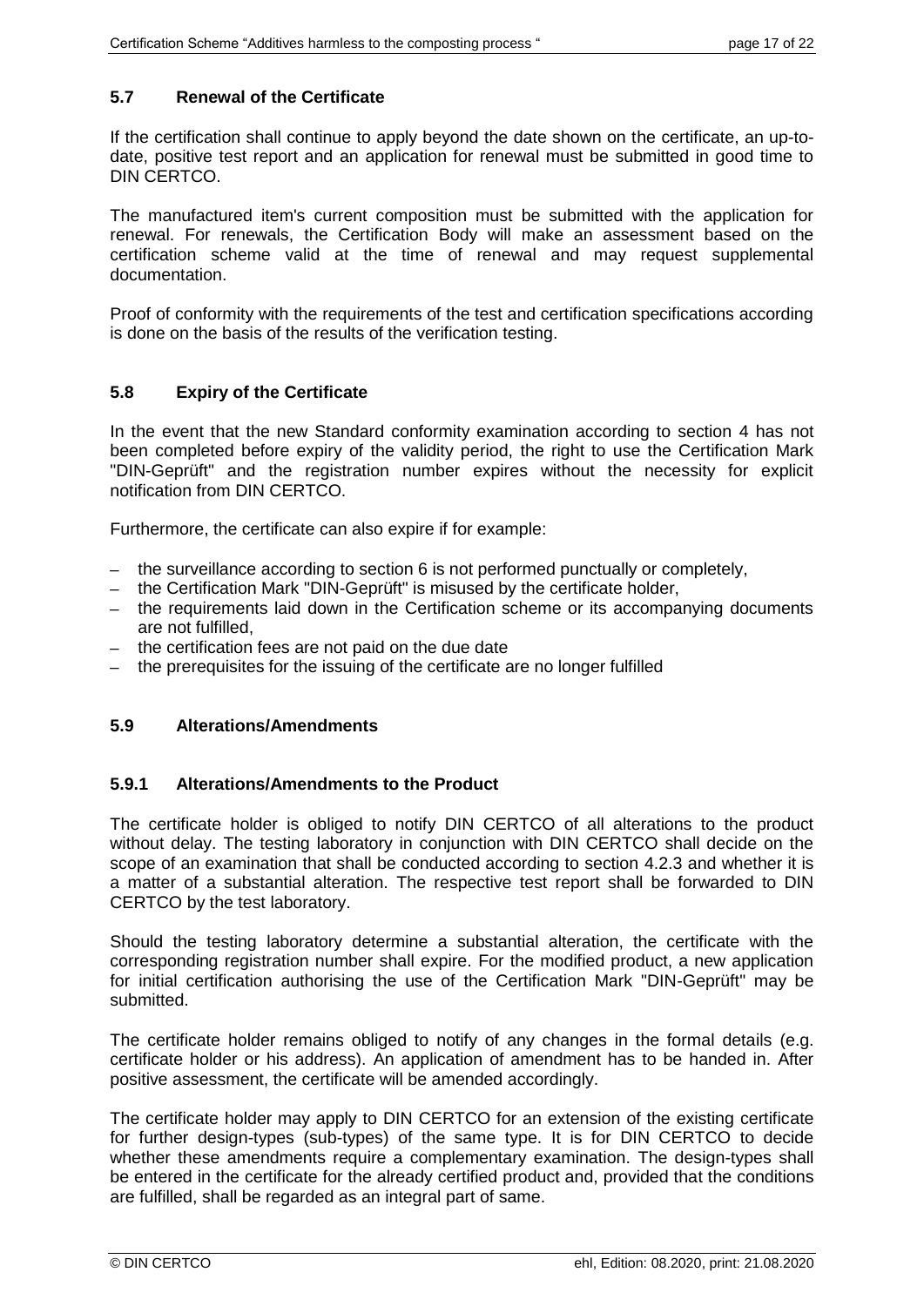## 5.7 Renewal of the Certificate

If the certification shall continue to apply beyond the date shown on the certificate, an up-to-date, positive test report and an application for renewal must be submitted in good time to DIN CERTCO.

The manufactured item's current composition must be submitted with the application for renewal. For renewals, the Certification Body will make an assessment based on the certification scheme valid at the time of renewal and may request supplemental documentation.

Proof of conformity with the requirements of the test and certification specifications according is done on the basis of the results of the verification testing.

## 5.8 Expiry of the Certificate

In the event that the new Standard conformity examination according to section 4 has not been completed before expiry of the validity period, the right to use the Certification Mark "DIN-Geprüft" and the registration number expires without the necessity for explicit notification from DIN CERTCO.

Furthermore, the certificate can also expire if for example:

- the surveillance according to section 6 is not performed punctually or completely,
- the Certification Mark "DIN-Geprüft" is misused by the certificate holder,
- the requirements laid down in the Certification scheme or its accompanying documents are not fulfilled,
- the certification fees are not paid on the due date
- the prerequisites for the issuing of the certificate are no longer fulfilled

## 5.9 Alterations/Amendments

### 5.9.1 Alterations/Amendments to the Product

The certificate holder is obliged to notify DIN CERTCO of all alterations to the product without delay. The testing laboratory in conjunction with DIN CERTCO shall decide on the scope of an examination that shall be conducted according to section 4.2.3 and whether it is a matter of a substantial alteration. The respective test report shall be forwarded to DIN CERTCO by the test laboratory.

Should the testing laboratory determine a substantial alteration, the certificate with the corresponding registration number shall expire. For the modified product, a new application for initial certification authorising the use of the Certification Mark "DIN-Geprüft" may be submitted.

The certificate holder remains obliged to notify of any changes in the formal details (e.g. certificate holder or his address). An application of amendment has to be handed in. After positive assessment, the certificate will be amended accordingly.

The certificate holder may apply to DIN CERTCO for an extension of the existing certificate for further design-types (sub-types) of the same type. It is for DIN CERTCO to decide whether these amendments require a complementary examination. The design-types shall be entered in the certificate for the already certified product and, provided that the conditions are fulfilled, shall be regarded as an integral part of same.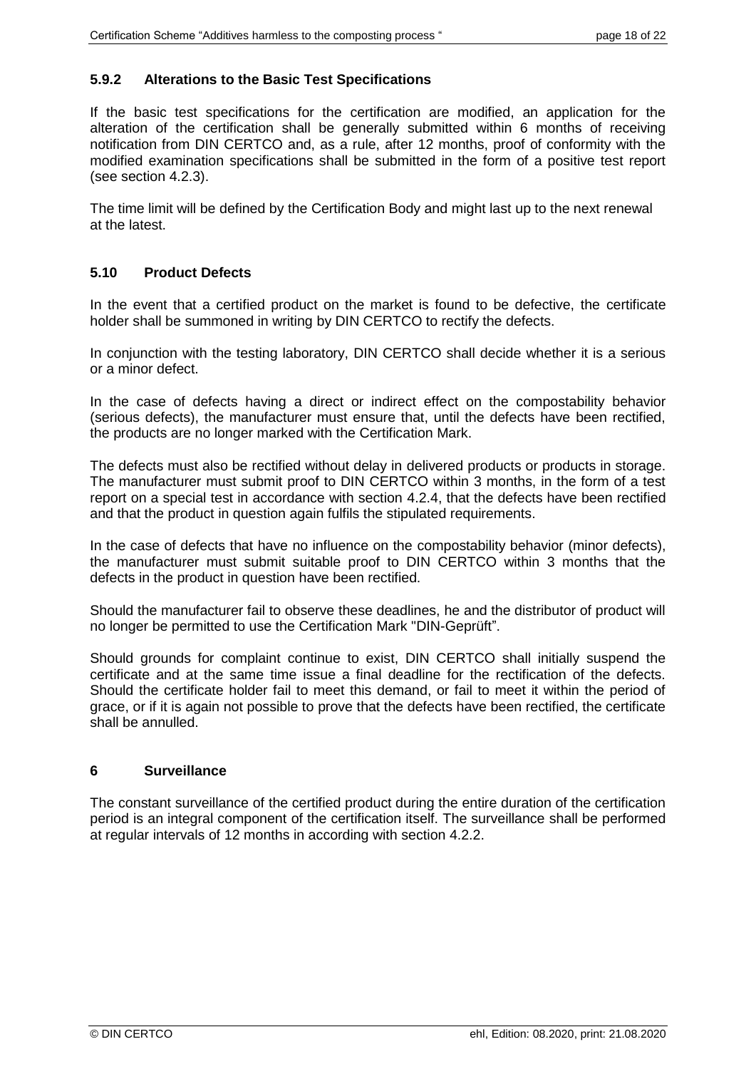### 5.9.2 Alterations to the Basic Test Specifications

If the basic test specifications for the certification are modified, an application for the alteration of the certification shall be generally submitted within 6 months of receiving notification from DIN CERTCO and, as a rule, after 12 months, proof of conformity with the modified examination specifications shall be submitted in the form of a positive test report (see section 4.2.3).

The time limit will be defined by the Certification Body and might last up to the next renewal at the latest.

## 5.10 Product Defects

In the event that a certified product on the market is found to be defective, the certificate holder shall be summoned in writing by DIN CERTCO to rectify the defects.

In conjunction with the testing laboratory, DIN CERTCO shall decide whether it is a serious or a minor defect.

In the case of defects having a direct or indirect effect on the compostability behavior (serious defects), the manufacturer must ensure that, until the defects have been rectified, the products are no longer marked with the Certification Mark.

The defects must also be rectified without delay in delivered products or products in storage. The manufacturer must submit proof to DIN CERTCO within 3 months, in the form of a test report on a special test in accordance with section 4.2.4, that the defects have been rectified and that the product in question again fulfils the stipulated requirements.

In the case of defects that have no influence on the compostability behavior (minor defects), the manufacturer must submit suitable proof to DIN CERTCO within 3 months that the defects in the product in question have been rectified.

Should the manufacturer fail to observe these deadlines, he and the distributor of product will no longer be permitted to use the Certification Mark "DIN-Geprüft".

Should grounds for complaint continue to exist, DIN CERTCO shall initially suspend the certificate and at the same time issue a final deadline for the rectification of the defects. Should the certificate holder fail to meet this demand, or fail to meet it within the period of grace, or if it is again not possible to prove that the defects have been rectified, the certificate shall be annulled.

# 6 Surveillance

The constant surveillance of the certified product during the entire duration of the certification period is an integral component of the certification itself. The surveillance shall be performed at regular intervals of 12 months in according with section 4.2.2.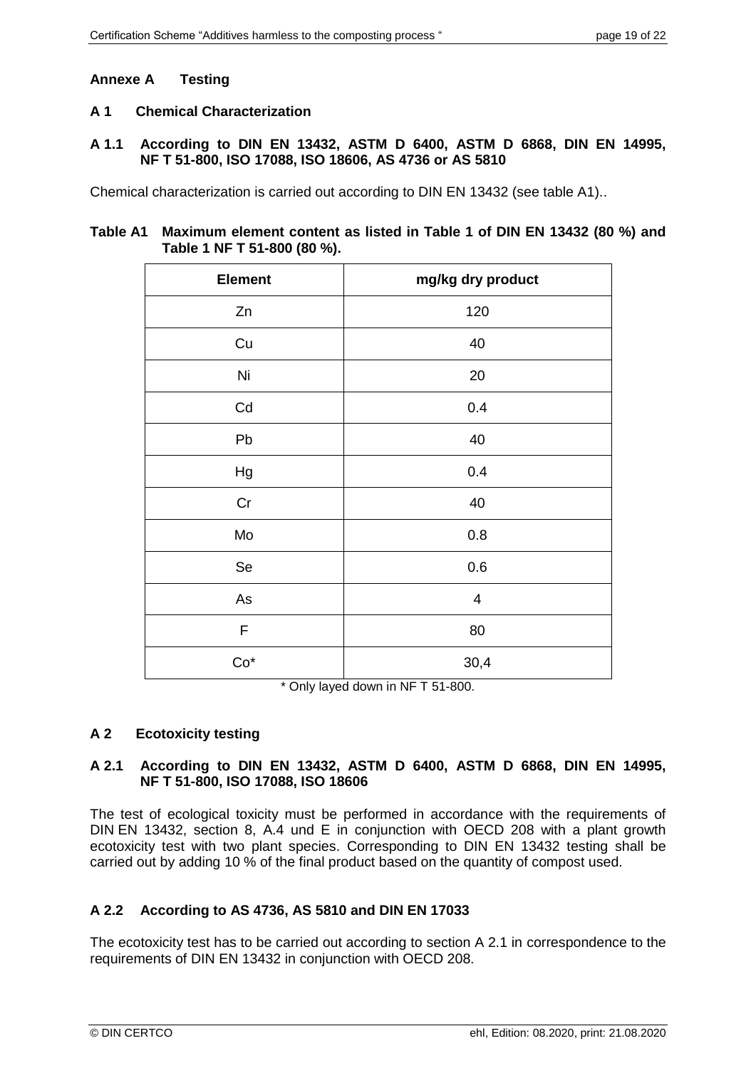# Annexe A Testing

## A 1 Chemical Characterization

### A 1.1 According to DIN EN 13432, ASTM D 6400, ASTM D 6868, DIN EN 14995, NF T 51-800, ISO 17088, ISO 18606, AS 4736 or AS 5810

Chemical characterization is carried out according to DIN EN 13432 (see table A1)..

**Table A1 Maximum element content as listed in Table 1 of DIN EN 13432 (80 %) and Table 1 NF T 51-800 (80 %).**

| Element | mg/kg dry product |
|---|---|
| Zn | 120 |
| Cu | 40 |
| Ni | 20 |
| Cd | 0.4 |
| Pb | 40 |
| Hg | 0.4 |
| Cr | 40 |
| Mo | 0.8 |
| Se | 0.6 |
| As | 4 |
| F | 80 |
| Co* | 30,4 |

\* Only layed down in NF T 51-800.

## A 2 Ecotoxicity testing

### A 2.1 According to DIN EN 13432, ASTM D 6400, ASTM D 6868, DIN EN 14995, NF T 51-800, ISO 17088, ISO 18606

The test of ecological toxicity must be performed in accordance with the requirements of DIN EN 13432, section 8, A.4 und E in conjunction with OECD 208 with a plant growth ecotoxicity test with two plant species. Corresponding to DIN EN 13432 testing shall be carried out by adding 10 % of the final product based on the quantity of compost used.

### A 2.2 According to AS 4736, AS 5810 and DIN EN 17033

The ecotoxicity test has to be carried out according to section A 2.1 in correspondence to the requirements of DIN EN 13432 in conjunction with OECD 208.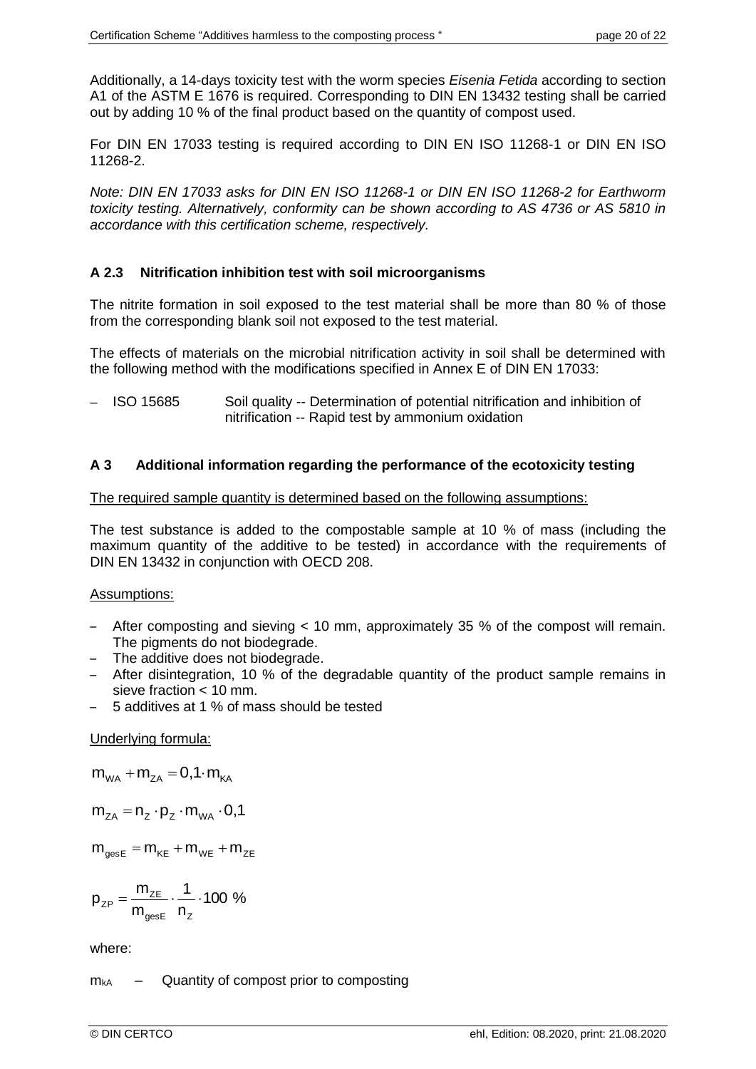Additionally, a 14-days toxicity test with the worm species *Eisenia Fetida* according to section A1 of the ASTM E 1676 is required. Corresponding to DIN EN 13432 testing shall be carried out by adding 10 % of the final product based on the quantity of compost used.

For DIN EN 17033 testing is required according to DIN EN ISO 11268-1 or DIN EN ISO 11268-2.

*Note: DIN EN 17033 asks for DIN EN ISO 11268-1 or DIN EN ISO 11268-2 for Earthworm toxicity testing. Alternatively, conformity can be shown according to AS 4736 or AS 5810 in accordance with this certification scheme, respectively.*

### A 2.3 Nitrification inhibition test with soil microorganisms

The nitrite formation in soil exposed to the test material shall be more than 80 % of those from the corresponding blank soil not exposed to the test material.

The effects of materials on the microbial nitrification activity in soil shall be determined with the following method with the modifications specified in Annex E of DIN EN 17033:

- ISO 15685 Soil quality -- Determination of potential nitrification and inhibition of nitrification -- Rapid test by ammonium oxidation

## A 3 Additional information regarding the performance of the ecotoxicity testing

The required sample quantity is determined based on the following assumptions:

The test substance is added to the compostable sample at 10 % of mass (including the maximum quantity of the additive to be tested) in accordance with the requirements of DIN EN 13432 in conjunction with OECD 208.

Assumptions:

- After composting and sieving < 10 mm, approximately 35 % of the compost will remain. The pigments do not biodegrade.
- The additive does not biodegrade.
- After disintegration, 10 % of the degradable quantity of the product sample remains in sieve fraction < 10 mm.
- 5 additives at 1 % of mass should be tested

Underlying formula:

$$m_{WA} + m_{ZA} = 0{,}1 \cdot m_{KA}$$

$$m_{ZA} = n_Z \cdot p_Z \cdot m_{WA} \cdot 0{,}1$$

$$m_{gesE} = m_{KE} + m_{WE} + m_{ZE}$$

$$p_{ZP} = \frac{m_{ZE}}{m_{gesE}} \cdot \frac{1}{n_Z} \cdot 100\ \%$$

where:

$m_{kA}$ – Quantity of compost prior to composting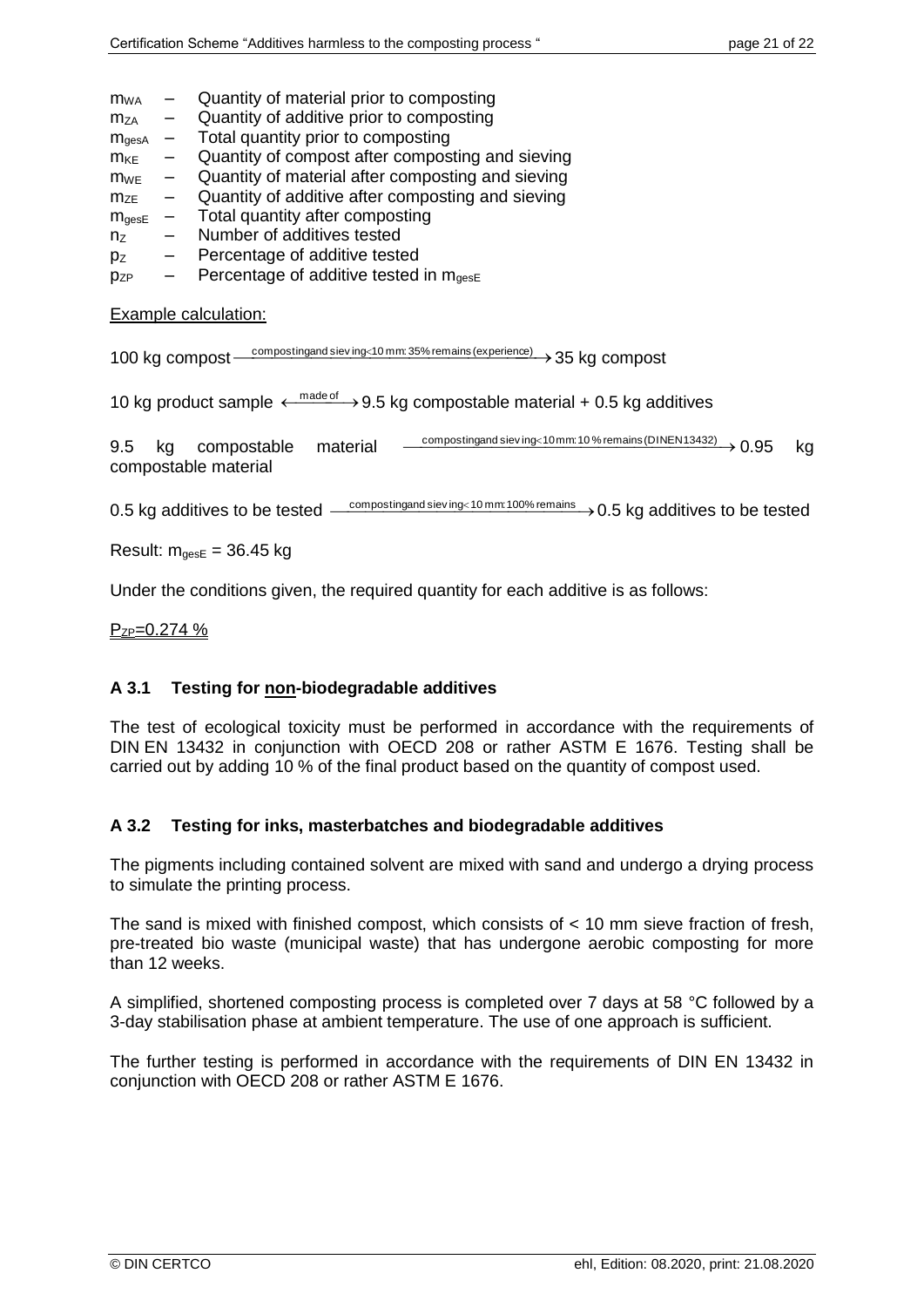$m_{WA}$ – Quantity of material prior to composting

$m_{ZA}$ – Quantity of additive prior to composting

$m_{gesA}$ – Total quantity prior to composting

$m_{KE}$ – Quantity of compost after composting and sieving

$m_{WE}$ – Quantity of material after composting and sieving

$m_{ZE}$ – Quantity of additive after composting and sieving

$m_{gesE}$ – Total quantity after composting

$n_Z$ – Number of additives tested

$p_Z$ – Percentage of additive tested

$p_{ZP}$ – Percentage of additive tested in $m_{gesE}$

Example calculation:

100 kg compost $\xrightarrow{\text{composting and sieving} < 10\text{ mm: } 35\%\text{ remains (experience)}}$ 35 kg compost

10 kg product sample $\xleftrightarrow{\text{made of}}$ 9.5 kg compostable material + 0.5 kg additives

9.5 kg compostable material $\xrightarrow{\text{composting and sieving} < 10\text{ mm: } 10\%\text{ remains (DIN EN 13432)}}$ 0.95 kg compostable material

0.5 kg additives to be tested $\xrightarrow{\text{composting and sieving} < 10\text{ mm: } 100\%\text{ remains}}$ 0.5 kg additives to be tested

Result: $m_{gesE}$ = 36.45 kg

Under the conditions given, the required quantity for each additive is as follows:

$P_{ZP}$=0.274 %

### A 3.1 Testing for non-biodegradable additives

The test of ecological toxicity must be performed in accordance with the requirements of DIN EN 13432 in conjunction with OECD 208 or rather ASTM E 1676. Testing shall be carried out by adding 10 % of the final product based on the quantity of compost used.

### A 3.2 Testing for inks, masterbatches and biodegradable additives

The pigments including contained solvent are mixed with sand and undergo a drying process to simulate the printing process.

The sand is mixed with finished compost, which consists of < 10 mm sieve fraction of fresh, pre-treated bio waste (municipal waste) that has undergone aerobic composting for more than 12 weeks.

A simplified, shortened composting process is completed over 7 days at 58 °C followed by a 3-day stabilisation phase at ambient temperature. The use of one approach is sufficient.

The further testing is performed in accordance with the requirements of DIN EN 13432 in conjunction with OECD 208 or rather ASTM E 1676.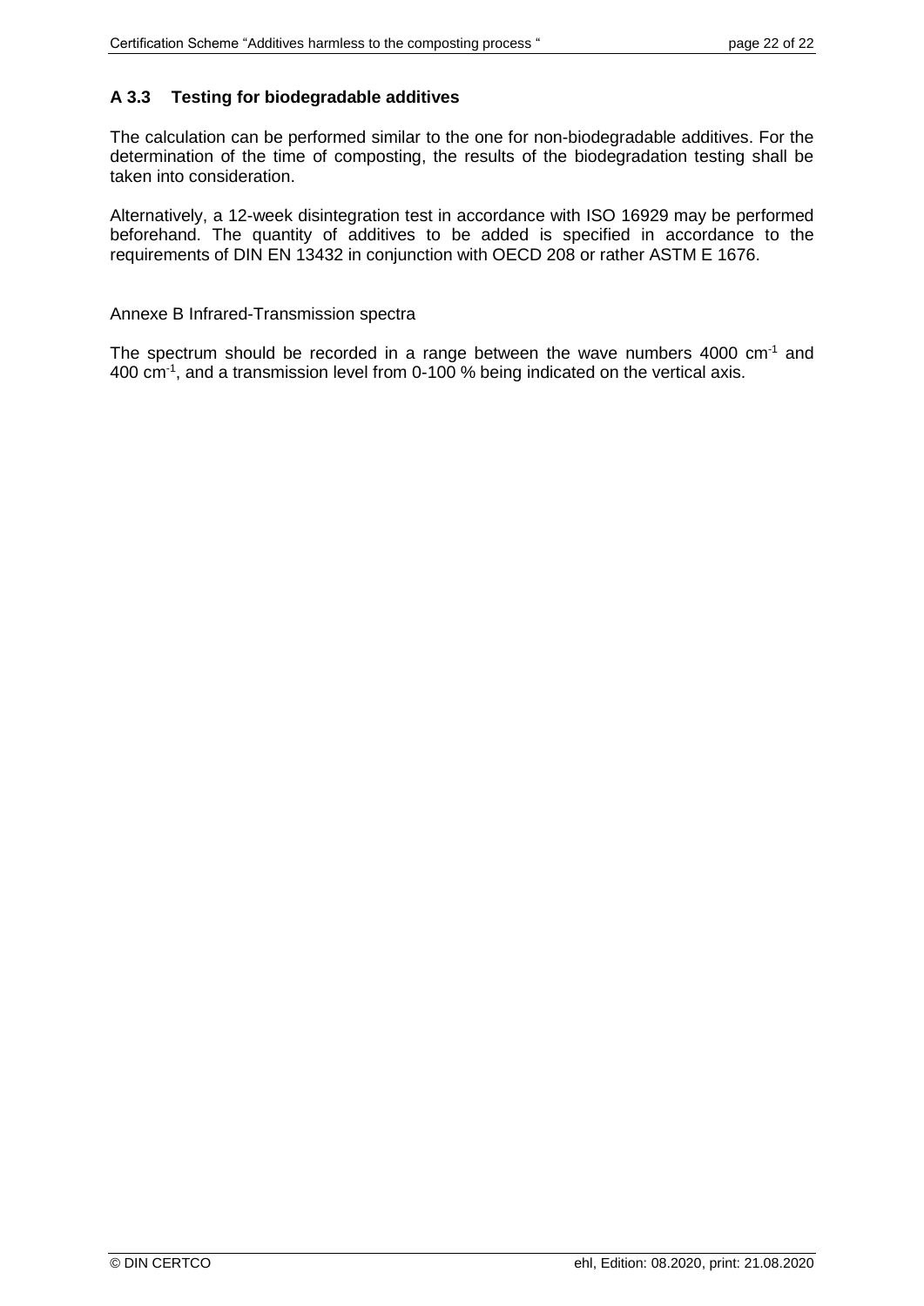### A 3.3 Testing for biodegradable additives

The calculation can be performed similar to the one for non-biodegradable additives. For the determination of the time of composting, the results of the biodegradation testing shall be taken into consideration.

Alternatively, a 12-week disintegration test in accordance with ISO 16929 may be performed beforehand. The quantity of additives to be added is specified in accordance to the requirements of DIN EN 13432 in conjunction with OECD 208 or rather ASTM E 1676.

Annexe B Infrared-Transmission spectra

The spectrum should be recorded in a range between the wave numbers 4000 $cm^{-1}$ and 400 $cm^{-1}$, and a transmission level from 0-100 % being indicated on the vertical axis.